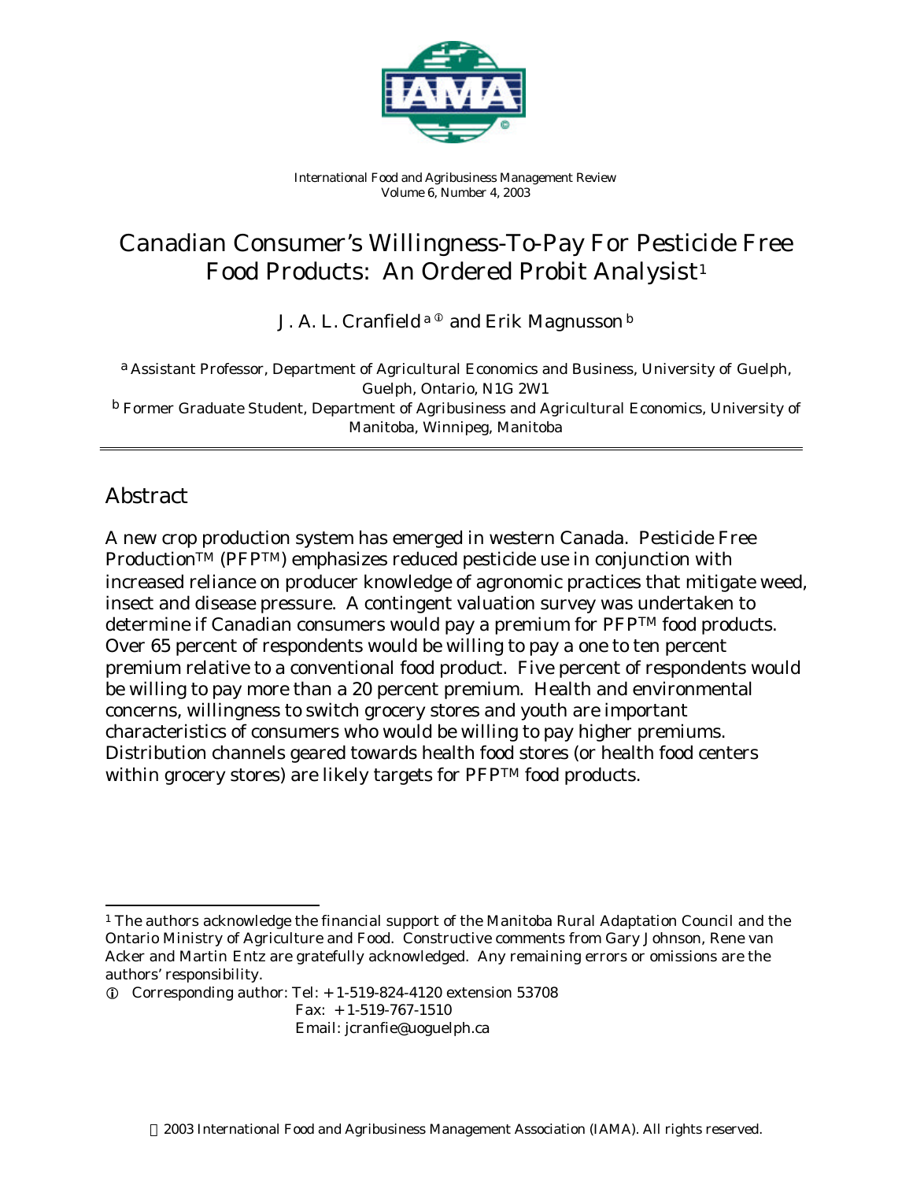International Food and Agribusiness Management Review
Volume 6, Number 4, 2003

# Canadian Consumer's Willingness-To-Pay For Pesticide Free Food Products: An Ordered Probit Analysist[1]

J. A. L. Cranfield[a ①] and Erik Magnusson[b]

[a] Assistant Professor, Department of Agricultural Economics and Business, University of Guelph, Guelph, Ontario, N1G 2W1

[b] Former Graduate Student, Department of Agribusiness and Agricultural Economics, University of Manitoba, Winnipeg, Manitoba

## Abstract

A new crop production system has emerged in western Canada. Pesticide Free Production™ (PFP™) emphasizes reduced pesticide use in conjunction with increased reliance on producer knowledge of agronomic practices that mitigate weed, insect and disease pressure. A contingent valuation survey was undertaken to determine if Canadian consumers would pay a premium for PFP™ food products. Over 65 percent of respondents would be willing to pay a one to ten percent premium relative to a conventional food product. Five percent of respondents would be willing to pay more than a 20 percent premium. Health and environmental concerns, willingness to switch grocery stores and youth are important characteristics of consumers who would be willing to pay higher premiums. Distribution channels geared towards health food stores (or health food centers within grocery stores) are likely targets for PFP™ food products.

---

[1] The authors acknowledge the financial support of the Manitoba Rural Adaptation Council and the Ontario Ministry of Agriculture and Food. Constructive comments from Gary Johnson, Rene van Acker and Martin Entz are gratefully acknowledged. Any remaining errors or omissions are the authors' responsibility.

① Corresponding author: Tel: + 1-519-824-4120 extension 53708
Fax: + 1-519-767-1510
Email: jcranfie@uoguelph.ca

© 2003 International Food and Agribusiness Management Association (IAMA). All rights reserved.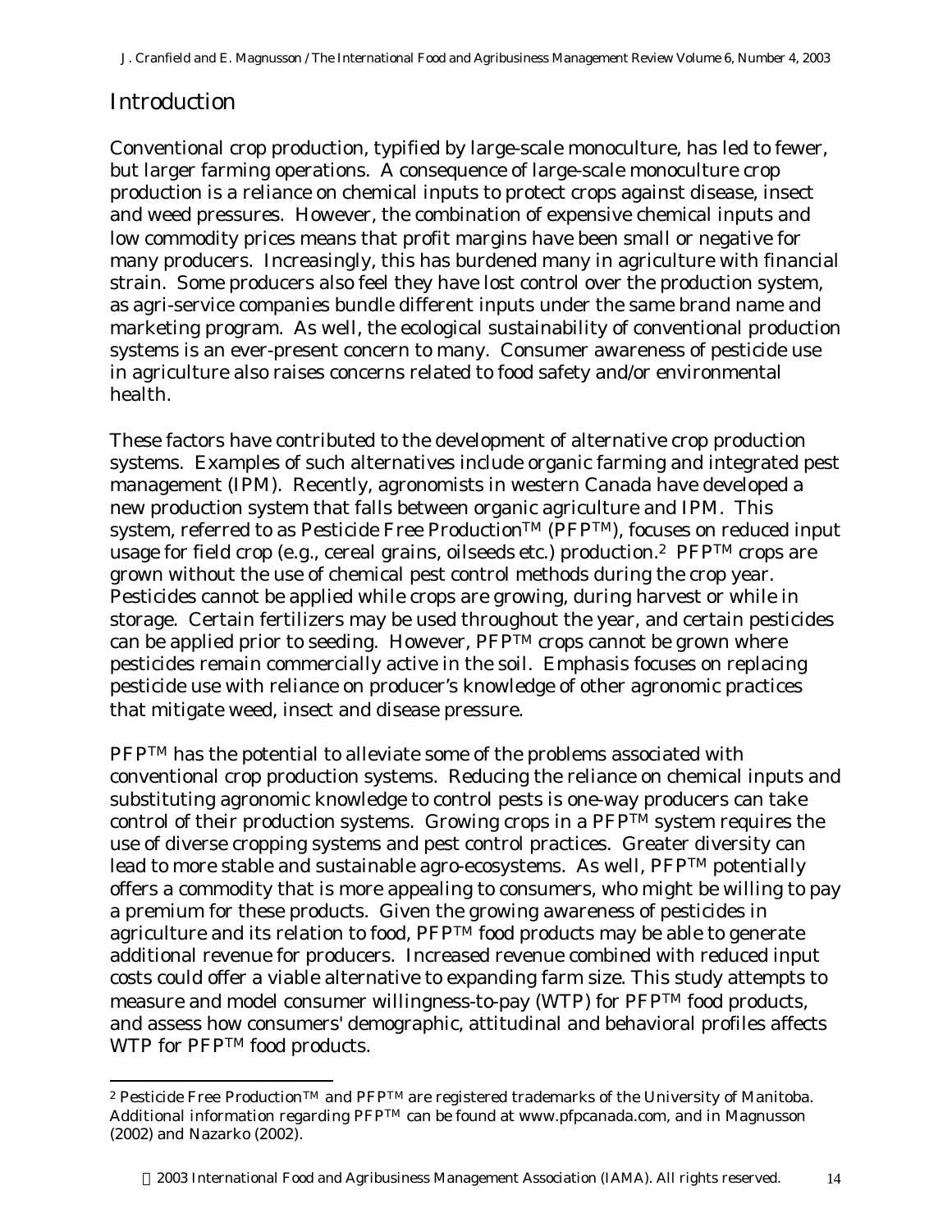## Introduction

Conventional crop production, typified by large-scale monoculture, has led to fewer, but larger farming operations. A consequence of large-scale monoculture crop production is a reliance on chemical inputs to protect crops against disease, insect and weed pressures. However, the combination of expensive chemical inputs and low commodity prices means that profit margins have been small or negative for many producers. Increasingly, this has burdened many in agriculture with financial strain. Some producers also feel they have lost control over the production system, as agri-service companies bundle different inputs under the same brand name and marketing program. As well, the ecological sustainability of conventional production systems is an ever-present concern to many. Consumer awareness of pesticide use in agriculture also raises concerns related to food safety and/or environmental health.

These factors have contributed to the development of alternative crop production systems. Examples of such alternatives include organic farming and integrated pest management (IPM). Recently, agronomists in western Canada have developed a new production system that falls between organic agriculture and IPM. This system, referred to as Pesticide Free Production™ (PFP™), focuses on reduced input usage for field crop (e.g., cereal grains, oilseeds etc.) production.[2] PFP™ crops are grown without the use of chemical pest control methods during the crop year. Pesticides cannot be applied while crops are growing, during harvest or while in storage. Certain fertilizers may be used throughout the year, and certain pesticides can be applied prior to seeding. However, PFP™ crops cannot be grown where pesticides remain commercially active in the soil. Emphasis focuses on replacing pesticide use with reliance on producer's knowledge of other agronomic practices that mitigate weed, insect and disease pressure.

PFP™ has the potential to alleviate some of the problems associated with conventional crop production systems. Reducing the reliance on chemical inputs and substituting agronomic knowledge to control pests is one-way producers can take control of their production systems. Growing crops in a PFP™ system requires the use of diverse cropping systems and pest control practices. Greater diversity can lead to more stable and sustainable agro-ecosystems. As well, PFP™ potentially offers a commodity that is more appealing to consumers, who might be willing to pay a premium for these products. Given the growing awareness of pesticides in agriculture and its relation to food, PFP™ food products may be able to generate additional revenue for producers. Increased revenue combined with reduced input costs could offer a viable alternative to expanding farm size. This study attempts to measure and model consumer willingness-to-pay (WTP) for PFP™ food products, and assess how consumers' demographic, attitudinal and behavioral profiles affects WTP for PFP™ food products.

---

[2] Pesticide Free Production™ and PFP™ are registered trademarks of the University of Manitoba. Additional information regarding PFP™ can be found at www.pfpcanada.com, and in Magnusson (2002) and Nazarko (2002).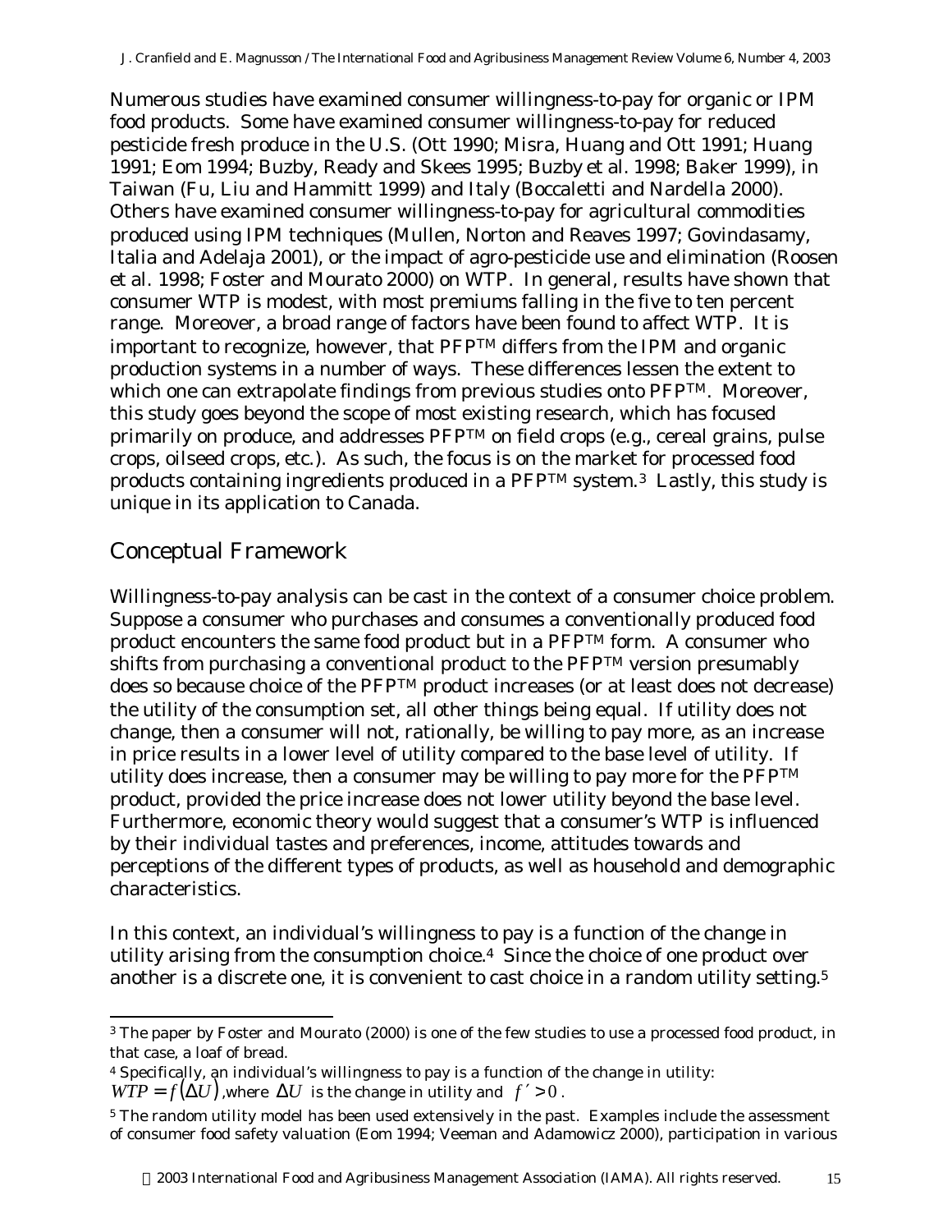Numerous studies have examined consumer willingness-to-pay for organic or IPM food products. Some have examined consumer willingness-to-pay for reduced pesticide fresh produce in the U.S. (Ott 1990; Misra, Huang and Ott 1991; Huang 1991; Eom 1994; Buzby, Ready and Skees 1995; Buzby et al. 1998; Baker 1999), in Taiwan (Fu, Liu and Hammitt 1999) and Italy (Boccaletti and Nardella 2000). Others have examined consumer willingness-to-pay for agricultural commodities produced using IPM techniques (Mullen, Norton and Reaves 1997; Govindasamy, Italia and Adelaja 2001), or the impact of agro-pesticide use and elimination (Roosen et al. 1998; Foster and Mourato 2000) on WTP. In general, results have shown that consumer WTP is modest, with most premiums falling in the five to ten percent range. Moreover, a broad range of factors have been found to affect WTP. It is important to recognize, however, that PFP™ differs from the IPM and organic production systems in a number of ways. These differences lessen the extent to which one can extrapolate findings from previous studies onto PFP™. Moreover, this study goes beyond the scope of most existing research, which has focused primarily on produce, and addresses PFP™ on field crops (e.g., cereal grains, pulse crops, oilseed crops, etc.). As such, the focus is on the market for processed food products containing ingredients produced in a PFP™ system.[3] Lastly, this study is unique in its application to Canada.

## Conceptual Framework

Willingness-to-pay analysis can be cast in the context of a consumer choice problem. Suppose a consumer who purchases and consumes a conventionally produced food product encounters the same food product but in a PFP™ form. A consumer who shifts from purchasing a conventional product to the PFP™ version presumably does so because choice of the PFP™ product increases (or at least does not decrease) the utility of the consumption set, all other things being equal. If utility does not change, then a consumer will not, rationally, be willing to pay more, as an increase in price results in a lower level of utility compared to the base level of utility. If utility does increase, then a consumer may be willing to pay more for the PFP™ product, provided the price increase does not lower utility beyond the base level. Furthermore, economic theory would suggest that a consumer's WTP is influenced by their individual tastes and preferences, income, attitudes towards and perceptions of the different types of products, as well as household and demographic characteristics.

In this context, an individual's willingness to pay is a function of the change in utility arising from the consumption choice.[4] Since the choice of one product over another is a discrete one, it is convenient to cast choice in a random utility setting.[5]

---

[3] The paper by Foster and Mourato (2000) is one of the few studies to use a processed food product, in that case, a loaf of bread.

[4] Specifically, an individual's willingness to pay is a function of the change in utility: $WTP = f(\Delta U)$, where $\Delta U$ is the change in utility and $f' > 0$.

[5] The random utility model has been used extensively in the past. Examples include the assessment of consumer food safety valuation (Eom 1994; Veeman and Adamowicz 2000), participation in various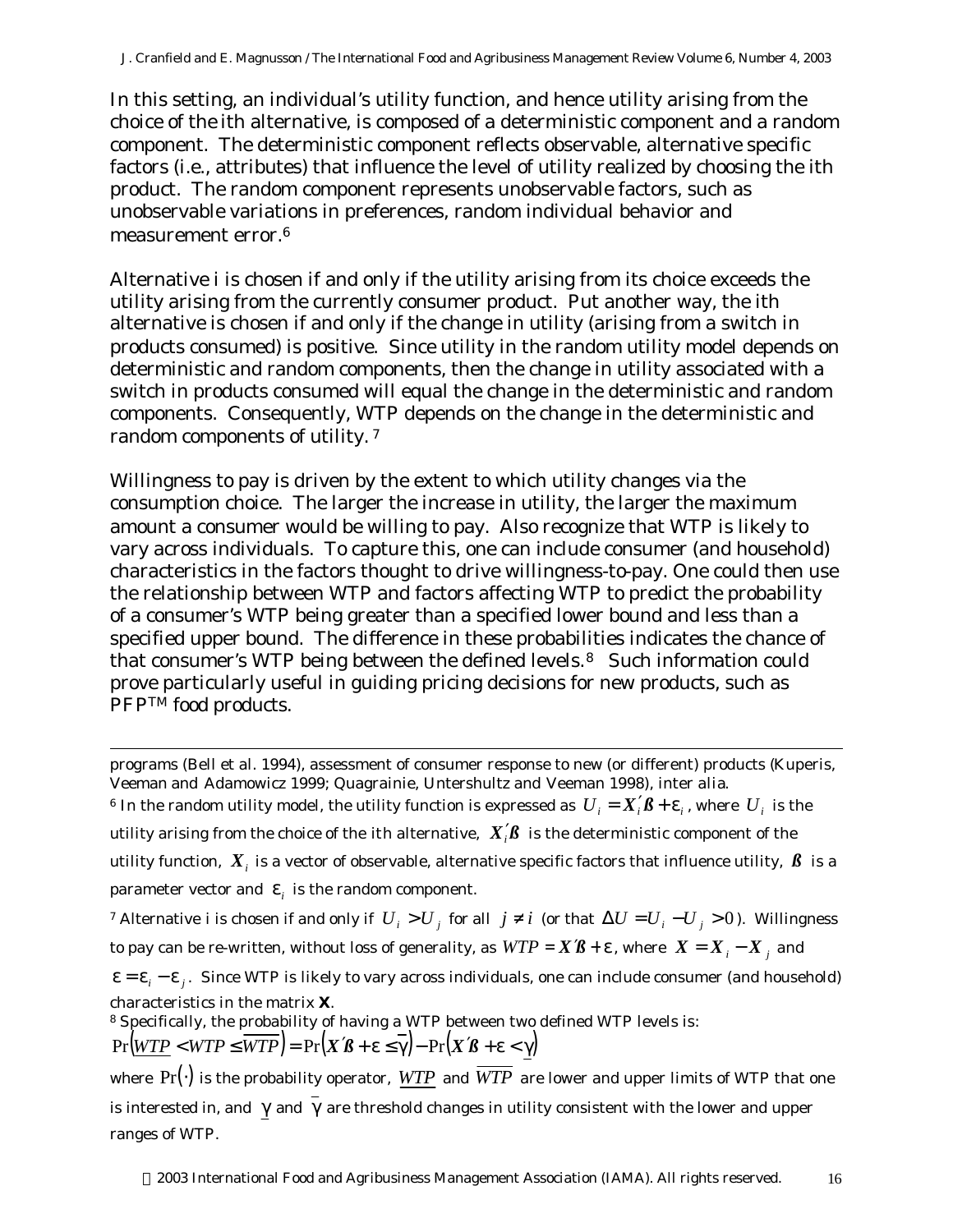In this setting, an individual's utility function, and hence utility arising from the choice of the ith alternative, is composed of a deterministic component and a random component. The deterministic component reflects observable, alternative specific factors (i.e., attributes) that influence the level of utility realized by choosing the ith product. The random component represents unobservable factors, such as unobservable variations in preferences, random individual behavior and measurement error.[6]

Alternative i is chosen if and only if the utility arising from its choice exceeds the utility arising from the currently consumer product. Put another way, the ith alternative is chosen if and only if the change in utility (arising from a switch in products consumed) is positive. Since utility in the random utility model depends on deterministic and random components, then the change in utility associated with a switch in products consumed will equal the change in the deterministic and random components. Consequently, WTP depends on the change in the deterministic and random components of utility.[7]

Willingness to pay is driven by the extent to which utility changes via the consumption choice. The larger the increase in utility, the larger the maximum amount a consumer would be willing to pay. Also recognize that WTP is likely to vary across individuals. To capture this, one can include consumer (and household) characteristics in the factors thought to drive willingness-to-pay. One could then use the relationship between WTP and factors affecting WTP to predict the probability of a consumer's WTP being greater than a specified lower bound and less than a specified upper bound. The difference in these probabilities indicates the chance of that consumer's WTP being between the defined levels.[8] Such information could prove particularly useful in guiding pricing decisions for new products, such as PFP™ food products.

---

programs (Bell et al. 1994), assessment of consumer response to new (or different) products (Kuperis, Veeman and Adamowicz 1999; Quagrainie, Untershultz and Veeman 1998), inter alia.

[6] In the random utility model, the utility function is expressed as $U_i = X_i'\beta + \varepsilon_i$, where $U_i$ is the utility arising from the choice of the ith alternative, $X_i'\beta$ is the deterministic component of the utility function, $X_i$ is a vector of observable, alternative specific factors that influence utility, $\beta$ is a parameter vector and $\varepsilon_i$ is the random component.

[7] Alternative i is chosen if and only if $U_i > U_j$ for all $j \neq i$ (or that $\Delta U = U_i - U_j > 0$). Willingness to pay can be re-written, without loss of generality, as $WTP = X'\beta + \varepsilon$, where $X = X_i - X_j$ and $\varepsilon = \varepsilon_i - \varepsilon_j$. Since WTP is likely to vary across individuals, one can include consumer (and household) characteristics in the matrix **X**.

[8] Specifically, the probability of having a WTP between two defined WTP levels is:

$$\Pr\left(\underline{WTP} < WTP \leq \overline{WTP}\right) = \Pr\left(X'\beta + \varepsilon \leq \overline{\gamma}\right) - \Pr\left(X'\beta + \varepsilon < \underline{\gamma}\right)$$

where $\Pr(\cdot)$ is the probability operator, $\underline{WTP}$ and $\overline{WTP}$ are lower and upper limits of WTP that one is interested in, and $\underline{\gamma}$ and $\overline{\gamma}$ are threshold changes in utility consistent with the lower and upper ranges of WTP.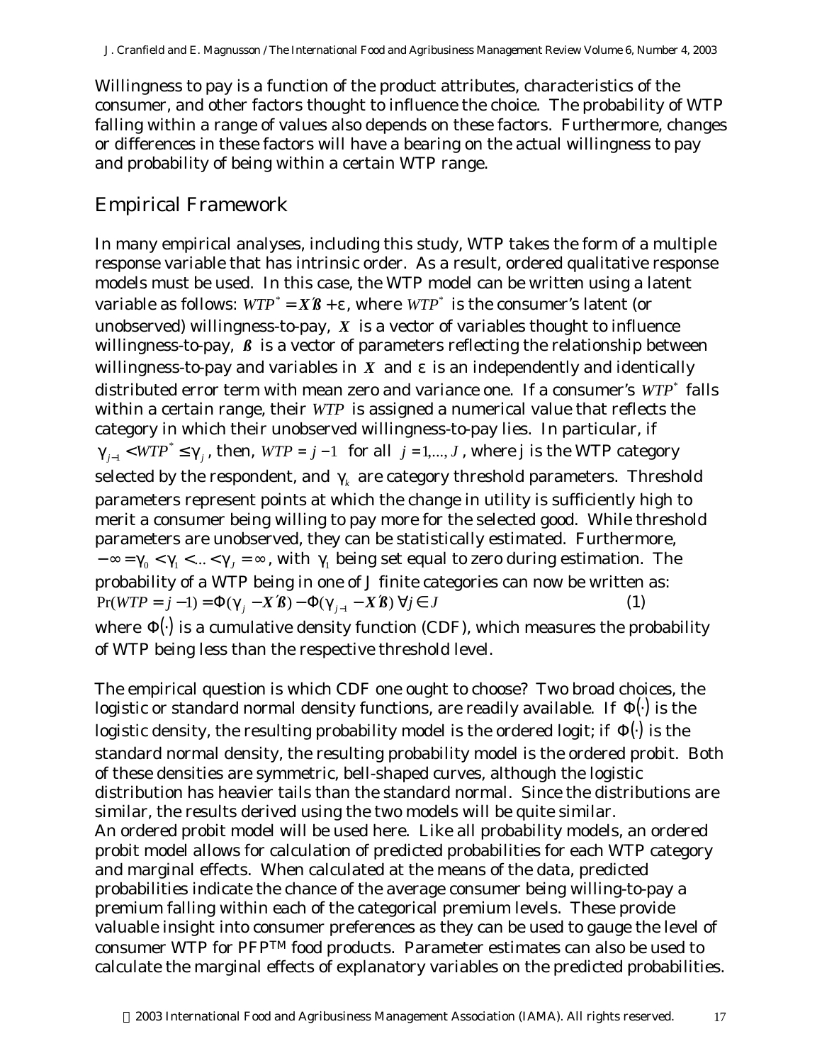Willingness to pay is a function of the product attributes, characteristics of the consumer, and other factors thought to influence the choice. The probability of WTP falling within a range of values also depends on these factors. Furthermore, changes or differences in these factors will have a bearing on the actual willingness to pay and probability of being within a certain WTP range.

## Empirical Framework

In many empirical analyses, including this study, WTP takes the form of a multiple response variable that has intrinsic order. As a result, ordered qualitative response models must be used. In this case, the WTP model can be written using a latent variable as follows: $WTP^* = \boldsymbol{X}'\boldsymbol{\beta} + \varepsilon$, where $WTP^*$ is the consumer's latent (or unobserved) willingness-to-pay, $\boldsymbol{X}$ is a vector of variables thought to influence willingness-to-pay, $\boldsymbol{\beta}$ is a vector of parameters reflecting the relationship between willingness-to-pay and variables in $\boldsymbol{X}$ and $\varepsilon$ is an independently and identically distributed error term with mean zero and variance one. If a consumer's $WTP^*$ falls within a certain range, their $WTP$ is assigned a numerical value that reflects the category in which their unobserved willingness-to-pay lies. In particular, if $\gamma_{j-1} < WTP^* \leq \gamma_j$, then, $WTP = j - 1$ for all $j = 1,..., J$, where j is the WTP category selected by the respondent, and $\gamma_k$ are category threshold parameters. Threshold parameters represent points at which the change in utility is sufficiently high to merit a consumer being willing to pay more for the selected good. While threshold parameters are unobserved, they can be statistically estimated. Furthermore, $-\infty = \gamma_0 < \gamma_1 < ... < \gamma_J = \infty$, with $\gamma_1$ being set equal to zero during estimation. The probability of a WTP being in one of J finite categories can now be written as:

$$\Pr(WTP = j - 1) = \Phi(\gamma_j - \boldsymbol{X}'\boldsymbol{\beta}) - \Phi(\gamma_{j-1} - \boldsymbol{X}'\boldsymbol{\beta}) \; \forall j \in J \qquad (1)$$

where $\Phi(\cdot)$ is a cumulative density function (CDF), which measures the probability of WTP being less than the respective threshold level.

The empirical question is which CDF one ought to choose? Two broad choices, the logistic or standard normal density functions, are readily available. If $\Phi(\cdot)$ is the logistic density, the resulting probability model is the ordered logit; if $\Phi(\cdot)$ is the standard normal density, the resulting probability model is the ordered probit. Both of these densities are symmetric, bell-shaped curves, although the logistic distribution has heavier tails than the standard normal. Since the distributions are similar, the results derived using the two models will be quite similar.

An ordered probit model will be used here. Like all probability models, an ordered probit model allows for calculation of predicted probabilities for each WTP category and marginal effects. When calculated at the means of the data, predicted probabilities indicate the chance of the average consumer being willing-to-pay a premium falling within each of the categorical premium levels. These provide valuable insight into consumer preferences as they can be used to gauge the level of consumer WTP for PFP™ food products. Parameter estimates can also be used to calculate the marginal effects of explanatory variables on the predicted probabilities.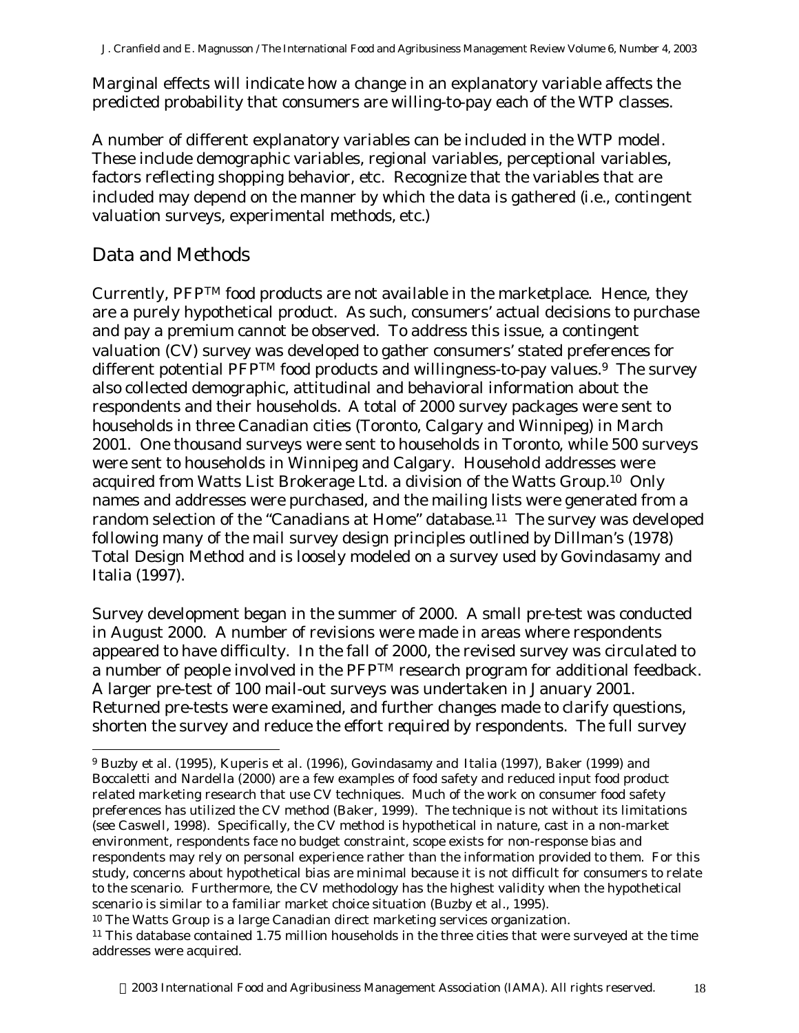Marginal effects will indicate how a change in an explanatory variable affects the predicted probability that consumers are willing-to-pay each of the WTP classes.

A number of different explanatory variables can be included in the WTP model. These include demographic variables, regional variables, perceptional variables, factors reflecting shopping behavior, etc. Recognize that the variables that are included may depend on the manner by which the data is gathered (i.e., contingent valuation surveys, experimental methods, etc.)

## Data and Methods

Currently, PFP™ food products are not available in the marketplace. Hence, they are a purely hypothetical product. As such, consumers' actual decisions to purchase and pay a premium cannot be observed. To address this issue, a contingent valuation (CV) survey was developed to gather consumers' stated preferences for different potential PFP™ food products and willingness-to-pay values.[9] The survey also collected demographic, attitudinal and behavioral information about the respondents and their households. A total of 2000 survey packages were sent to households in three Canadian cities (Toronto, Calgary and Winnipeg) in March 2001. One thousand surveys were sent to households in Toronto, while 500 surveys were sent to households in Winnipeg and Calgary. Household addresses were acquired from Watts List Brokerage Ltd. a division of the Watts Group.[10] Only names and addresses were purchased, and the mailing lists were generated from a random selection of the "Canadians at Home" database.[11] The survey was developed following many of the mail survey design principles outlined by Dillman's (1978) Total Design Method and is loosely modeled on a survey used by Govindasamy and Italia (1997).

Survey development began in the summer of 2000. A small pre-test was conducted in August 2000. A number of revisions were made in areas where respondents appeared to have difficulty. In the fall of 2000, the revised survey was circulated to a number of people involved in the PFP™ research program for additional feedback. A larger pre-test of 100 mail-out surveys was undertaken in January 2001. Returned pre-tests were examined, and further changes made to clarify questions, shorten the survey and reduce the effort required by respondents. The full survey

---

[9] Buzby et al. (1995), Kuperis et al. (1996), Govindasamy and Italia (1997), Baker (1999) and Boccaletti and Nardella (2000) are a few examples of food safety and reduced input food product related marketing research that use CV techniques. Much of the work on consumer food safety preferences has utilized the CV method (Baker, 1999). The technique is not without its limitations (see Caswell, 1998). Specifically, the CV method is hypothetical in nature, cast in a non-market environment, respondents face no budget constraint, scope exists for non-response bias and respondents may rely on personal experience rather than the information provided to them. For this study, concerns about hypothetical bias are minimal because it is not difficult for consumers to relate to the scenario. Furthermore, the CV methodology has the highest validity when the hypothetical scenario is similar to a familiar market choice situation (Buzby et al., 1995).

[10] The Watts Group is a large Canadian direct marketing services organization.

[11] This database contained 1.75 million households in the three cities that were surveyed at the time addresses were acquired.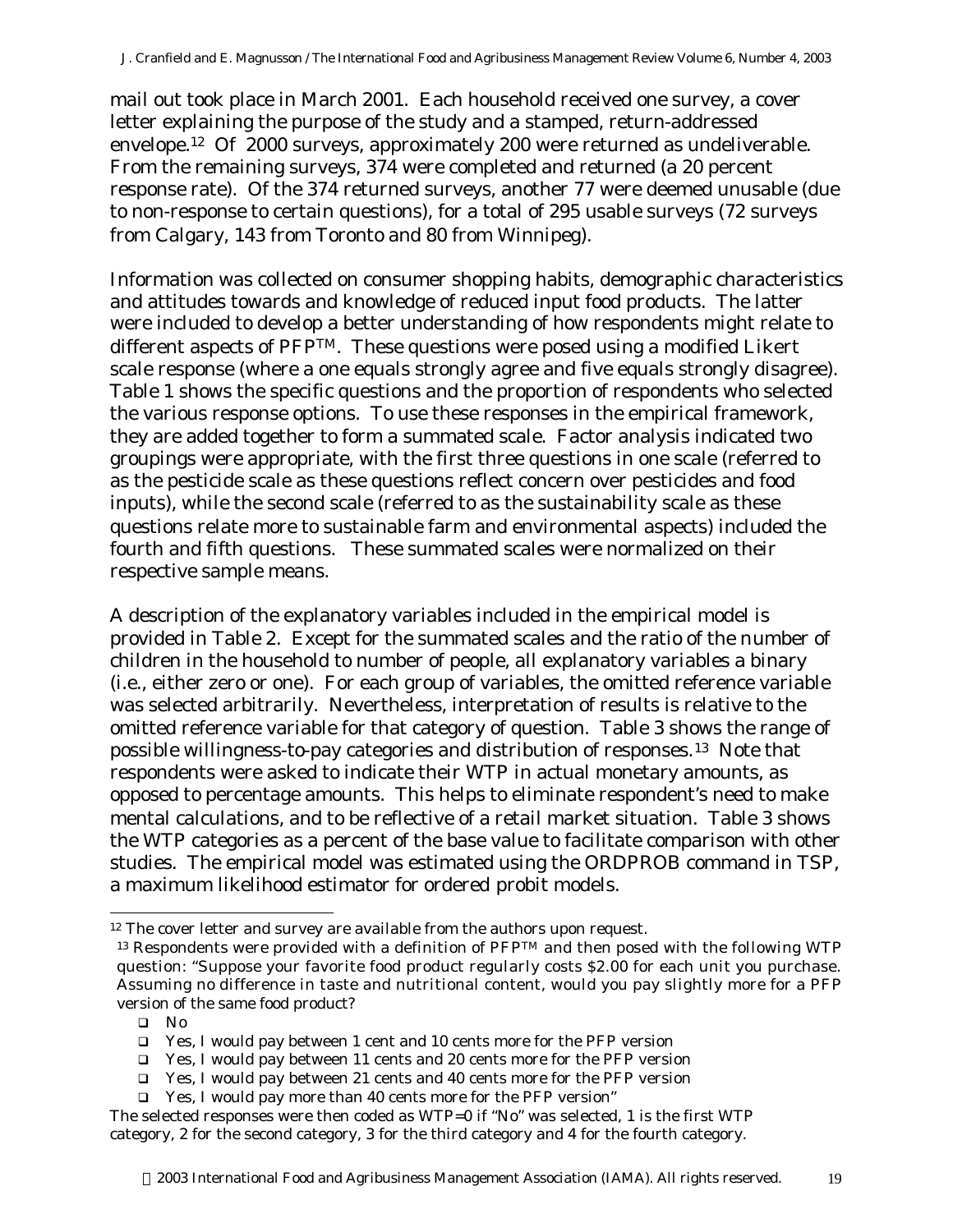mail out took place in March 2001. Each household received one survey, a cover letter explaining the purpose of the study and a stamped, return-addressed envelope.[12] Of 2000 surveys, approximately 200 were returned as undeliverable. From the remaining surveys, 374 were completed and returned (a 20 percent response rate). Of the 374 returned surveys, another 77 were deemed unusable (due to non-response to certain questions), for a total of 295 usable surveys (72 surveys from Calgary, 143 from Toronto and 80 from Winnipeg).

Information was collected on consumer shopping habits, demographic characteristics and attitudes towards and knowledge of reduced input food products. The latter were included to develop a better understanding of how respondents might relate to different aspects of PFP™. These questions were posed using a modified Likert scale response (where a one equals strongly agree and five equals strongly disagree). Table 1 shows the specific questions and the proportion of respondents who selected the various response options. To use these responses in the empirical framework, they are added together to form a summated scale. Factor analysis indicated two groupings were appropriate, with the first three questions in one scale (referred to as the pesticide scale as these questions reflect concern over pesticides and food inputs), while the second scale (referred to as the sustainability scale as these questions relate more to sustainable farm and environmental aspects) included the fourth and fifth questions. These summated scales were normalized on their respective sample means.

A description of the explanatory variables included in the empirical model is provided in Table 2. Except for the summated scales and the ratio of the number of children in the household to number of people, all explanatory variables a binary (i.e., either zero or one). For each group of variables, the omitted reference variable was selected arbitrarily. Nevertheless, interpretation of results is relative to the omitted reference variable for that category of question. Table 3 shows the range of possible willingness-to-pay categories and distribution of responses.[13] Note that respondents were asked to indicate their WTP in actual monetary amounts, as opposed to percentage amounts. This helps to eliminate respondent's need to make mental calculations, and to be reflective of a retail market situation. Table 3 shows the WTP categories as a percent of the base value to facilitate comparison with other studies. The empirical model was estimated using the ORDPROB command in TSP, a maximum likelihood estimator for ordered probit models.

---

[12] The cover letter and survey are available from the authors upon request.

[13] Respondents were provided with a definition of PFP™ and then posed with the following WTP question: "Suppose your favorite food product regularly costs $2.00 for each unit you purchase. Assuming no difference in taste and nutritional content, would you pay slightly more for a PFP version of the same food product?

- No
- Yes, I would pay between 1 cent and 10 cents more for the PFP version
- Yes, I would pay between 11 cents and 20 cents more for the PFP version
- Yes, I would pay between 21 cents and 40 cents more for the PFP version
- Yes, I would pay more than 40 cents more for the PFP version"

The selected responses were then coded as WTP=0 if "No" was selected, 1 is the first WTP category, 2 for the second category, 3 for the third category and 4 for the fourth category.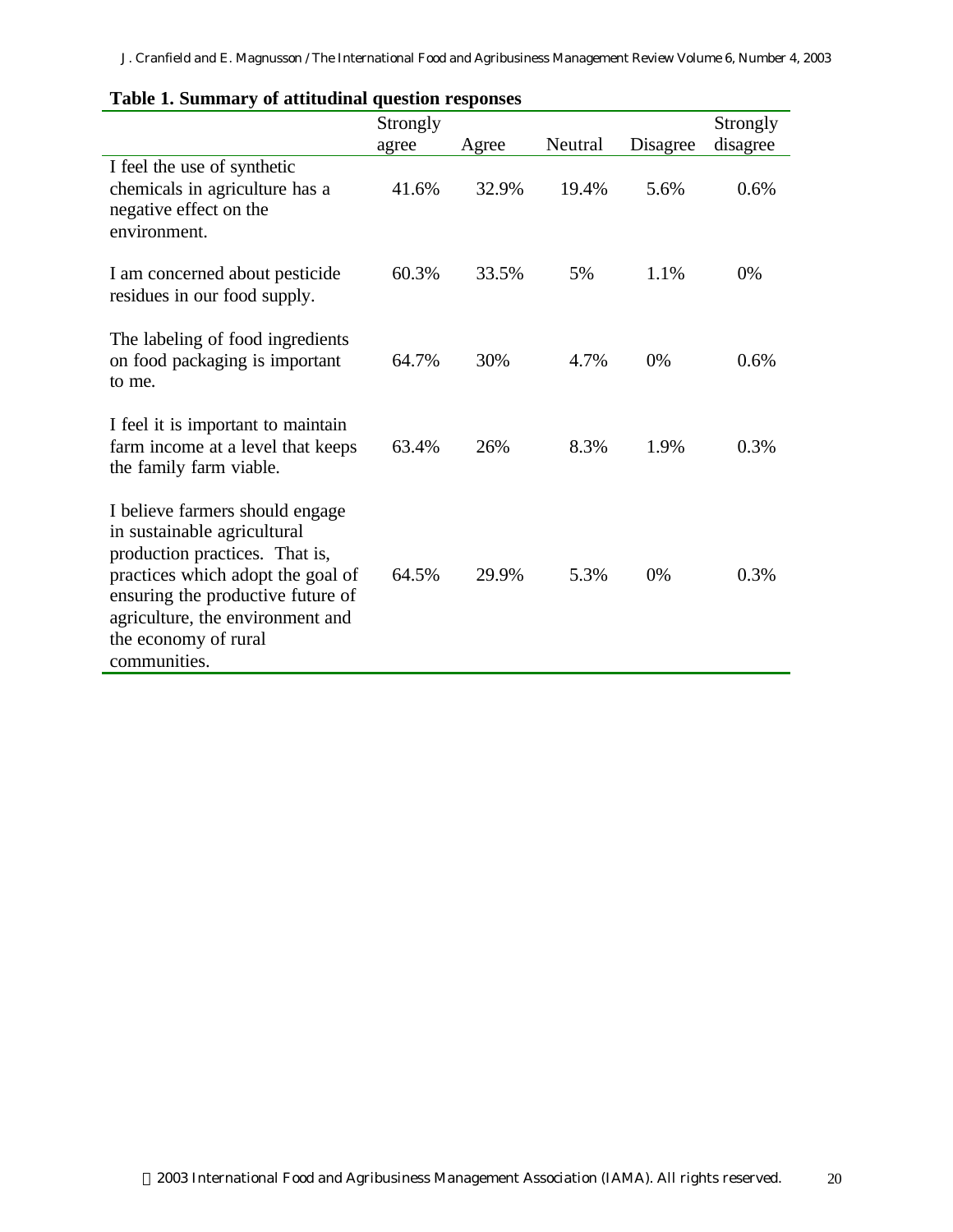**Table 1. Summary of attitudinal question responses**

| | Strongly agree | Agree | Neutral | Disagree | Strongly disagree |
|---|---|---|---|---|---|
| I feel the use of synthetic chemicals in agriculture has a negative effect on the environment. | 41.6% | 32.9% | 19.4% | 5.6% | 0.6% |
| I am concerned about pesticide residues in our food supply. | 60.3% | 33.5% | 5% | 1.1% | 0% |
| The labeling of food ingredients on food packaging is important to me. | 64.7% | 30% | 4.7% | 0% | 0.6% |
| I feel it is important to maintain farm income at a level that keeps the family farm viable. | 63.4% | 26% | 8.3% | 1.9% | 0.3% |
| I believe farmers should engage in sustainable agricultural production practices. That is, practices which adopt the goal of ensuring the productive future of agriculture, the environment and the economy of rural communities. | 64.5% | 29.9% | 5.3% | 0% | 0.3% |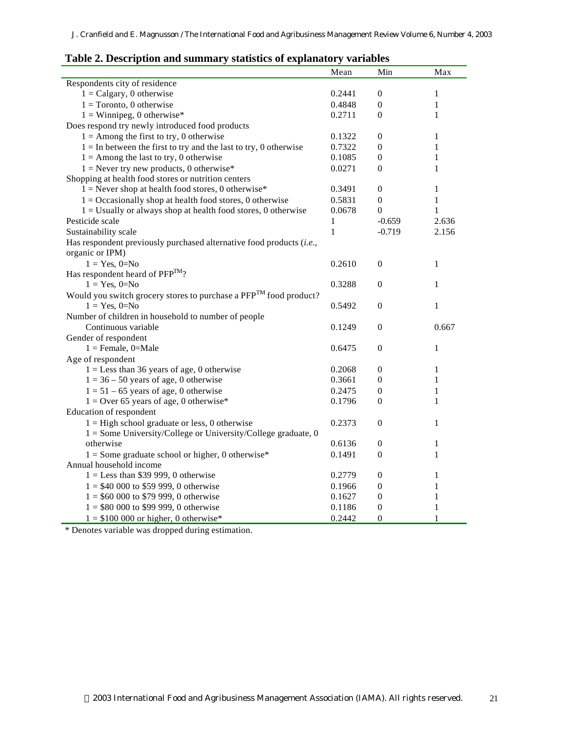**Table 2. Description and summary statistics of explanatory variables**

| | Mean | Min | Max |
|---|---|---|---|
| Respondents city of residence | | | |
| 1 = Calgary, 0 otherwise | 0.2441 | 0 | 1 |
| 1 = Toronto, 0 otherwise | 0.4848 | 0 | 1 |
| 1 = Winnipeg, 0 otherwise* | 0.2711 | 0 | 1 |
| Does respond try newly introduced food products | | | |
| 1 = Among the first to try, 0 otherwise | 0.1322 | 0 | 1 |
| 1 = In between the first to try and the last to try, 0 otherwise | 0.7322 | 0 | 1 |
| 1 = Among the last to try, 0 otherwise | 0.1085 | 0 | 1 |
| 1 = Never try new products, 0 otherwise* | 0.0271 | 0 | 1 |
| Shopping at health food stores or nutrition centers | | | |
| 1 = Never shop at health food stores, 0 otherwise* | 0.3491 | 0 | 1 |
| 1 = Occasionally shop at health food stores, 0 otherwise | 0.5831 | 0 | 1 |
| 1 = Usually or always shop at health food stores, 0 otherwise | 0.0678 | 0 | 1 |
| Pesticide scale | 1 | -0.659 | 2.636 |
| Sustainability scale | 1 | -0.719 | 2.156 |
| Has respondent previously purchased alternative food products (*i.e.*, organic or IPM) | | | |
| 1 = Yes, 0=No | 0.2610 | 0 | 1 |
| Has respondent heard of PFP™? | | | |
| 1 = Yes, 0=No | 0.3288 | 0 | 1 |
| Would you switch grocery stores to purchase a PFP™ food product? | | | |
| 1 = Yes, 0=No | 0.5492 | 0 | 1 |
| Number of children in household to number of people | | | |
| Continuous variable | 0.1249 | 0 | 0.667 |
| Gender of respondent | | | |
| 1 = Female, 0=Male | 0.6475 | 0 | 1 |
| Age of respondent | | | |
| 1 = Less than 36 years of age, 0 otherwise | 0.2068 | 0 | 1 |
| 1 = 36 – 50 years of age, 0 otherwise | 0.3661 | 0 | 1 |
| 1 = 51 – 65 years of age, 0 otherwise | 0.2475 | 0 | 1 |
| 1 = Over 65 years of age, 0 otherwise* | 0.1796 | 0 | 1 |
| Education of respondent | | | |
| 1 = High school graduate or less, 0 otherwise | 0.2373 | 0 | 1 |
| 1 = Some University/College or University/College graduate, 0 otherwise | 0.6136 | 0 | 1 |
| 1 = Some graduate school or higher, 0 otherwise* | 0.1491 | 0 | 1 |
| Annual household income | | | |
| 1 = Less than $39 999, 0 otherwise | 0.2779 | 0 | 1 |
| 1 = $40 000 to $59 999, 0 otherwise | 0.1966 | 0 | 1 |
| 1 = $60 000 to $79 999, 0 otherwise | 0.1627 | 0 | 1 |
| 1 = $80 000 to $99 999, 0 otherwise | 0.1186 | 0 | 1 |
| 1 = $100 000 or higher, 0 otherwise* | 0.2442 | 0 | 1 |

\* Denotes variable was dropped during estimation.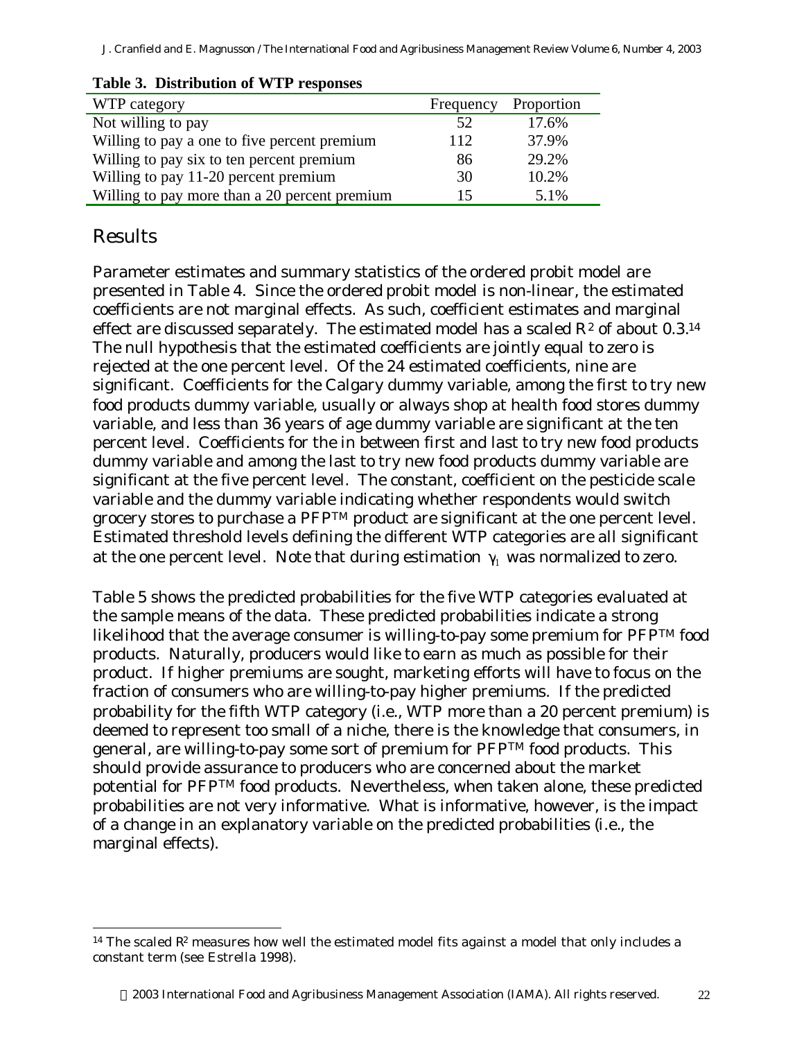**Table 3. Distribution of WTP responses**

| WTP category | Frequency | Proportion |
|---|---|---|
| Not willing to pay | 52 | 17.6% |
| Willing to pay a one to five percent premium | 112 | 37.9% |
| Willing to pay six to ten percent premium | 86 | 29.2% |
| Willing to pay 11-20 percent premium | 30 | 10.2% |
| Willing to pay more than a 20 percent premium | 15 | 5.1% |

## Results

Parameter estimates and summary statistics of the ordered probit model are presented in Table 4. Since the ordered probit model is non-linear, the estimated coefficients are not marginal effects. As such, coefficient estimates and marginal effect are discussed separately. The estimated model has a scaled $R^2$ of about 0.3.[14] The null hypothesis that the estimated coefficients are jointly equal to zero is rejected at the one percent level. Of the 24 estimated coefficients, nine are significant. Coefficients for the Calgary dummy variable, among the first to try new food products dummy variable, usually or always shop at health food stores dummy variable, and less than 36 years of age dummy variable are significant at the ten percent level. Coefficients for the in between first and last to try new food products dummy variable and among the last to try new food products dummy variable are significant at the five percent level. The constant, coefficient on the pesticide scale variable and the dummy variable indicating whether respondents would switch grocery stores to purchase a PFP™ product are significant at the one percent level. Estimated threshold levels defining the different WTP categories are all significant at the one percent level. Note that during estimation $\gamma_1$ was normalized to zero.

Table 5 shows the predicted probabilities for the five WTP categories evaluated at the sample means of the data. These predicted probabilities indicate a strong likelihood that the average consumer is willing-to-pay some premium for PFP™ food products. Naturally, producers would like to earn as much as possible for their product. If higher premiums are sought, marketing efforts will have to focus on the fraction of consumers who are willing-to-pay higher premiums. If the predicted probability for the fifth WTP category (i.e., WTP more than a 20 percent premium) is deemed to represent too small of a niche, there is the knowledge that consumers, in general, are willing-to-pay some sort of premium for PFP™ food products. This should provide assurance to producers who are concerned about the market potential for PFP™ food products. Nevertheless, when taken alone, these predicted probabilities are not very informative. What is informative, however, is the impact of a change in an explanatory variable on the predicted probabilities (i.e., the marginal effects).

[14] The scaled $R^2$ measures how well the estimated model fits against a model that only includes a constant term (see Estrella 1998).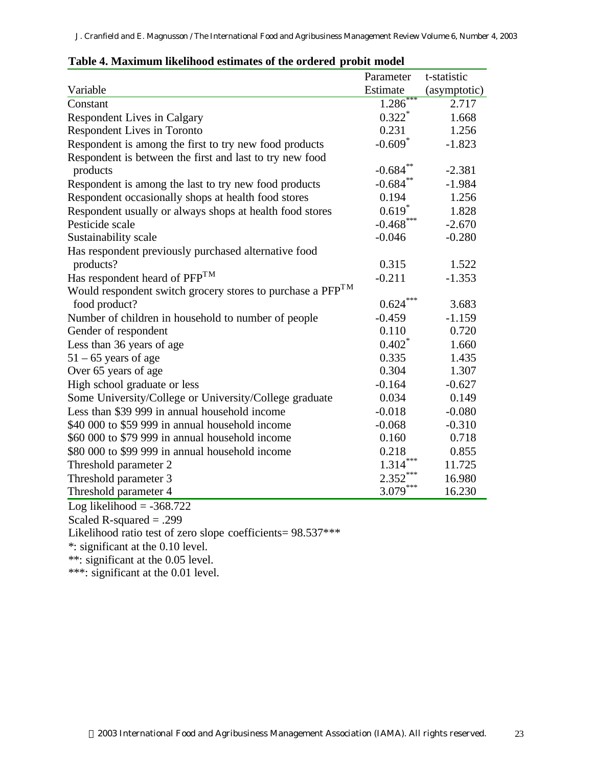**Table 4. Maximum likelihood estimates of the ordered probit model**

| Variable | Parameter Estimate | t-statistic (asymptotic) |
|---|---|---|
| Constant | 1.286*** | 2.717 |
| Respondent Lives in Calgary | 0.322* | 1.668 |
| Respondent Lives in Toronto | 0.231 | 1.256 |
| Respondent is among the first to try new food products | -0.609* | -1.823 |
| Respondent is between the first and last to try new food products | -0.684** | -2.381 |
| Respondent is among the last to try new food products | -0.684** | -1.984 |
| Respondent occasionally shops at health food stores | 0.194 | 1.256 |
| Respondent usually or always shops at health food stores | 0.619* | 1.828 |
| Pesticide scale | -0.468*** | -2.670 |
| Sustainability scale | -0.046 | -0.280 |
| Has respondent previously purchased alternative food products? | 0.315 | 1.522 |
| Has respondent heard of PFP™ | -0.211 | -1.353 |
| Would respondent switch grocery stores to purchase a PFP™ food product? | 0.624*** | 3.683 |
| Number of children in household to number of people | -0.459 | -1.159 |
| Gender of respondent | 0.110 | 0.720 |
| Less than 36 years of age | 0.402* | 1.660 |
| 51 – 65 years of age | 0.335 | 1.435 |
| Over 65 years of age | 0.304 | 1.307 |
| High school graduate or less | -0.164 | -0.627 |
| Some University/College or University/College graduate | 0.034 | 0.149 |
| Less than \$39 999 in annual household income | -0.018 | -0.080 |
| \$40 000 to \$59 999 in annual household income | -0.068 | -0.310 |
| \$60 000 to \$79 999 in annual household income | 0.160 | 0.718 |
| \$80 000 to \$99 999 in annual household income | 0.218 | 0.855 |
| Threshold parameter 2 | 1.314*** | 11.725 |
| Threshold parameter 3 | 2.352*** | 16.980 |
| Threshold parameter 4 | 3.079*** | 16.230 |

Log likelihood = -368.722

Scaled R-squared = .299

Likelihood ratio test of zero slope coefficients= 98.537***

*: significant at the 0.10 level.

**: significant at the 0.05 level.

***: significant at the 0.01 level.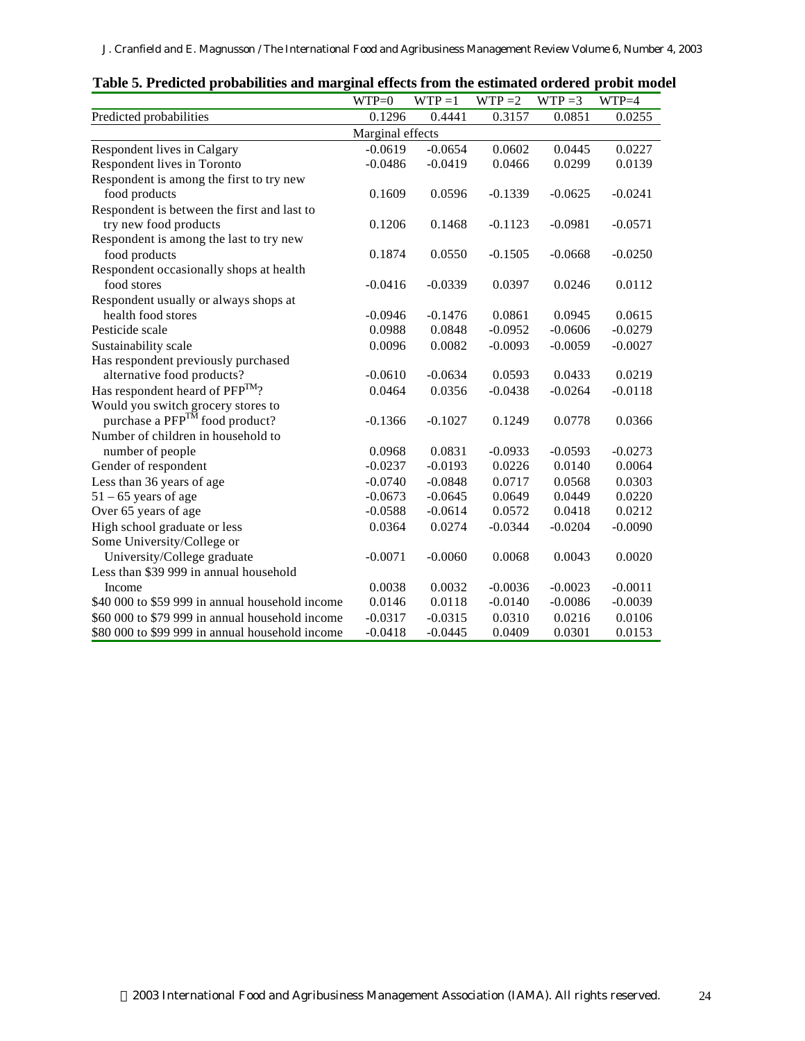**Table 5. Predicted probabilities and marginal effects from the estimated ordered probit model**

| | WTP=0 | WTP =1 | WTP =2 | WTP =3 | WTP=4 |
|---|---|---|---|---|---|
| Predicted probabilities | 0.1296 | 0.4441 | 0.3157 | 0.0851 | 0.0255 |
| | Marginal effects | | | | |
| Respondent lives in Calgary | -0.0619 | -0.0654 | 0.0602 | 0.0445 | 0.0227 |
| Respondent lives in Toronto | -0.0486 | -0.0419 | 0.0466 | 0.0299 | 0.0139 |
| Respondent is among the first to try new food products | 0.1609 | 0.0596 | -0.1339 | -0.0625 | -0.0241 |
| Respondent is between the first and last to try new food products | 0.1206 | 0.1468 | -0.1123 | -0.0981 | -0.0571 |
| Respondent is among the last to try new food products | 0.1874 | 0.0550 | -0.1505 | -0.0668 | -0.0250 |
| Respondent occasionally shops at health food stores | -0.0416 | -0.0339 | 0.0397 | 0.0246 | 0.0112 |
| Respondent usually or always shops at health food stores | -0.0946 | -0.1476 | 0.0861 | 0.0945 | 0.0615 |
| Pesticide scale | 0.0988 | 0.0848 | -0.0952 | -0.0606 | -0.0279 |
| Sustainability scale | 0.0096 | 0.0082 | -0.0093 | -0.0059 | -0.0027 |
| Has respondent previously purchased alternative food products? | -0.0610 | -0.0634 | 0.0593 | 0.0433 | 0.0219 |
| Has respondent heard of PFP™? | 0.0464 | 0.0356 | -0.0438 | -0.0264 | -0.0118 |
| Would you switch grocery stores to purchase a PFP™ food product? | -0.1366 | -0.1027 | 0.1249 | 0.0778 | 0.0366 |
| Number of children in household to number of people | 0.0968 | 0.0831 | -0.0933 | -0.0593 | -0.0273 |
| Gender of respondent | -0.0237 | -0.0193 | 0.0226 | 0.0140 | 0.0064 |
| Less than 36 years of age | -0.0740 | -0.0848 | 0.0717 | 0.0568 | 0.0303 |
| 51 – 65 years of age | -0.0673 | -0.0645 | 0.0649 | 0.0449 | 0.0220 |
| Over 65 years of age | -0.0588 | -0.0614 | 0.0572 | 0.0418 | 0.0212 |
| High school graduate or less | 0.0364 | 0.0274 | -0.0344 | -0.0204 | -0.0090 |
| Some University/College or University/College graduate | -0.0071 | -0.0060 | 0.0068 | 0.0043 | 0.0020 |
| Less than $39 999 in annual household Income | 0.0038 | 0.0032 | -0.0036 | -0.0023 | -0.0011 |
| $40 000 to $59 999 in annual household income | 0.0146 | 0.0118 | -0.0140 | -0.0086 | -0.0039 |
| $60 000 to $79 999 in annual household income | -0.0317 | -0.0315 | 0.0310 | 0.0216 | 0.0106 |
| $80 000 to $99 999 in annual household income | -0.0418 | -0.0445 | 0.0409 | 0.0301 | 0.0153 |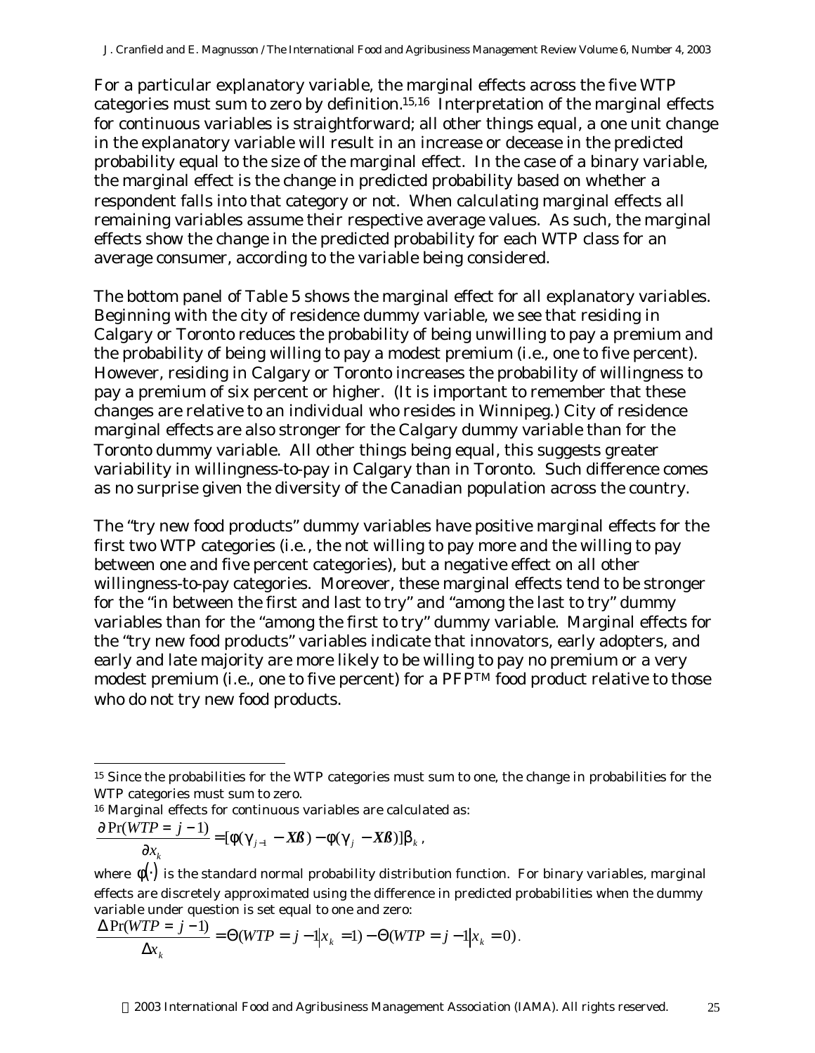For a particular explanatory variable, the marginal effects across the five WTP categories must sum to zero by definition.[15,16] Interpretation of the marginal effects for continuous variables is straightforward; all other things equal, a one unit change in the explanatory variable will result in an increase or decease in the predicted probability equal to the size of the marginal effect. In the case of a binary variable, the marginal effect is the change in predicted probability based on whether a respondent falls into that category or not. When calculating marginal effects all remaining variables assume their respective average values. As such, the marginal effects show the change in the predicted probability for each WTP class for an average consumer, according to the variable being considered.

The bottom panel of Table 5 shows the marginal effect for all explanatory variables. Beginning with the city of residence dummy variable, we see that residing in Calgary or Toronto reduces the probability of being unwilling to pay a premium and the probability of being willing to pay a modest premium (i.e., one to five percent). However, residing in Calgary or Toronto increases the probability of willingness to pay a premium of six percent or higher. (It is important to remember that these changes are relative to an individual who resides in Winnipeg.) City of residence marginal effects are also stronger for the Calgary dummy variable than for the Toronto dummy variable. All other things being equal, this suggests greater variability in willingness-to-pay in Calgary than in Toronto. Such difference comes as no surprise given the diversity of the Canadian population across the country.

The "try new food products" dummy variables have positive marginal effects for the first two WTP categories (i.e., the not willing to pay more and the willing to pay between one and five percent categories), but a negative effect on all other willingness-to-pay categories. Moreover, these marginal effects tend to be stronger for the "in between the first and last to try" and "among the last to try" dummy variables than for the "among the first to try" dummy variable. Marginal effects for the "try new food products" variables indicate that innovators, early adopters, and early and late majority are more likely to be willing to pay no premium or a very modest premium (i.e., one to five percent) for a PFP™ food product relative to those who do not try new food products.

---

[15] Since the probabilities for the WTP categories must sum to one, the change in probabilities for the WTP categories must sum to zero.

[16] Marginal effects for continuous variables are calculated as:

$$\frac{\partial \Pr(WTP = j-1)}{\partial x_k} = [\phi(\gamma_{j-1} - \boldsymbol{X\beta}) - \phi(\gamma_j - \boldsymbol{X\beta})]\beta_k \, ,$$

where $\phi(\cdot)$ is the standard normal probability distribution function. For binary variables, marginal effects are discretely approximated using the difference in predicted probabilities when the dummy variable under question is set equal to one and zero:

$$\frac{\Delta \Pr(WTP = j-1)}{\Delta x_k} = \Theta(WTP = j-1 | x_k = 1) - \Theta(WTP = j-1 | x_k = 0).$$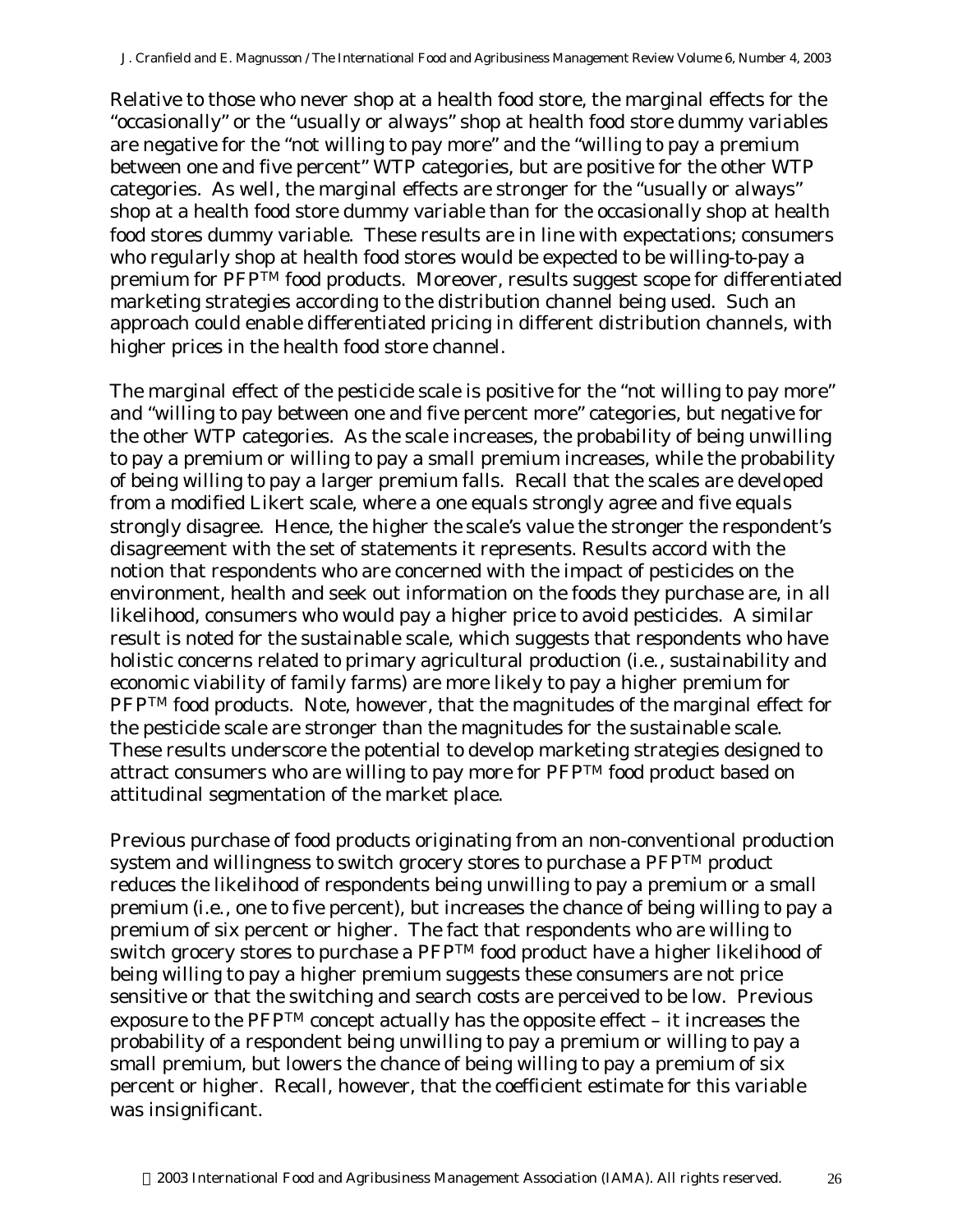Relative to those who never shop at a health food store, the marginal effects for the "occasionally" or the "usually or always" shop at health food store dummy variables are negative for the "not willing to pay more" and the "willing to pay a premium between one and five percent" WTP categories, but are positive for the other WTP categories. As well, the marginal effects are stronger for the "usually or always" shop at a health food store dummy variable than for the occasionally shop at health food stores dummy variable. These results are in line with expectations; consumers who regularly shop at health food stores would be expected to be willing-to-pay a premium for PFP™ food products. Moreover, results suggest scope for differentiated marketing strategies according to the distribution channel being used. Such an approach could enable differentiated pricing in different distribution channels, with higher prices in the health food store channel.

The marginal effect of the pesticide scale is positive for the "not willing to pay more" and "willing to pay between one and five percent more" categories, but negative for the other WTP categories. As the scale increases, the probability of being unwilling to pay a premium or willing to pay a small premium increases, while the probability of being willing to pay a larger premium falls. Recall that the scales are developed from a modified Likert scale, where a one equals strongly agree and five equals strongly disagree. Hence, the higher the scale's value the stronger the respondent's disagreement with the set of statements it represents. Results accord with the notion that respondents who are concerned with the impact of pesticides on the environment, health and seek out information on the foods they purchase are, in all likelihood, consumers who would pay a higher price to avoid pesticides. A similar result is noted for the sustainable scale, which suggests that respondents who have holistic concerns related to primary agricultural production (i.e., sustainability and economic viability of family farms) are more likely to pay a higher premium for PFP™ food products. Note, however, that the magnitudes of the marginal effect for the pesticide scale are stronger than the magnitudes for the sustainable scale. These results underscore the potential to develop marketing strategies designed to attract consumers who are willing to pay more for PFP™ food product based on attitudinal segmentation of the market place.

Previous purchase of food products originating from an non-conventional production system and willingness to switch grocery stores to purchase a PFP™ product reduces the likelihood of respondents being unwilling to pay a premium or a small premium (i.e., one to five percent), but increases the chance of being willing to pay a premium of six percent or higher. The fact that respondents who are willing to switch grocery stores to purchase a PFP™ food product have a higher likelihood of being willing to pay a higher premium suggests these consumers are not price sensitive or that the switching and search costs are perceived to be low. Previous exposure to the PFP™ concept actually has the opposite effect – it increases the probability of a respondent being unwilling to pay a premium or willing to pay a small premium, but lowers the chance of being willing to pay a premium of six percent or higher. Recall, however, that the coefficient estimate for this variable was insignificant.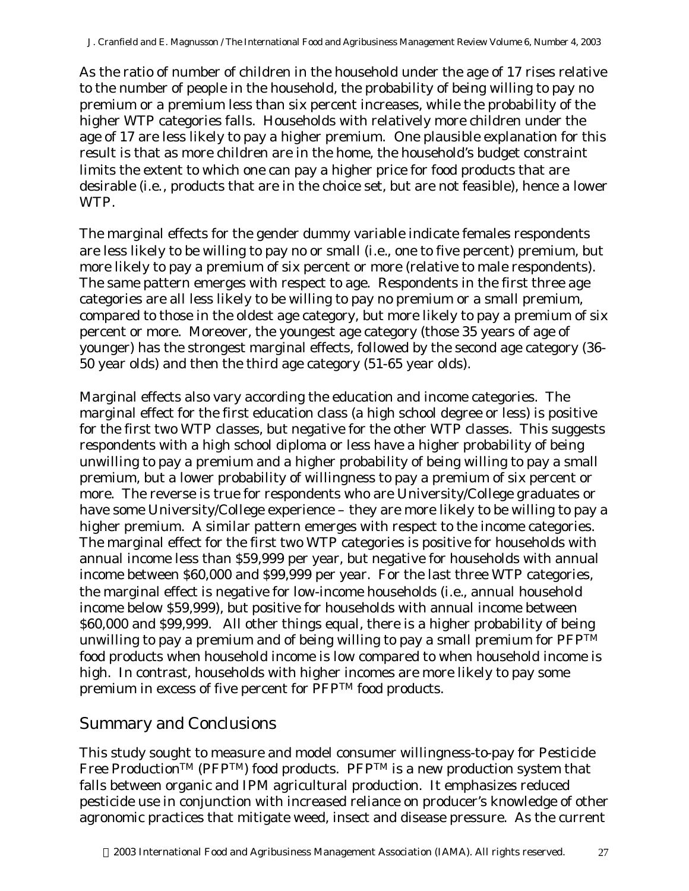As the ratio of number of children in the household under the age of 17 rises relative to the number of people in the household, the probability of being willing to pay no premium or a premium less than six percent increases, while the probability of the higher WTP categories falls. Households with relatively more children under the age of 17 are less likely to pay a higher premium. One plausible explanation for this result is that as more children are in the home, the household's budget constraint limits the extent to which one can pay a higher price for food products that are desirable (i.e., products that are in the choice set, but are not feasible), hence a lower WTP.

The marginal effects for the gender dummy variable indicate females respondents are less likely to be willing to pay no or small (i.e., one to five percent) premium, but more likely to pay a premium of six percent or more (relative to male respondents). The same pattern emerges with respect to age. Respondents in the first three age categories are all less likely to be willing to pay no premium or a small premium, compared to those in the oldest age category, but more likely to pay a premium of six percent or more. Moreover, the youngest age category (those 35 years of age of younger) has the strongest marginal effects, followed by the second age category (36-50 year olds) and then the third age category (51-65 year olds).

Marginal effects also vary according the education and income categories. The marginal effect for the first education class (a high school degree or less) is positive for the first two WTP classes, but negative for the other WTP classes. This suggests respondents with a high school diploma or less have a higher probability of being unwilling to pay a premium and a higher probability of being willing to pay a small premium, but a lower probability of willingness to pay a premium of six percent or more. The reverse is true for respondents who are University/College graduates or have some University/College experience – they are more likely to be willing to pay a higher premium. A similar pattern emerges with respect to the income categories. The marginal effect for the first two WTP categories is positive for households with annual income less than $59,999 per year, but negative for households with annual income between $60,000 and $99,999 per year. For the last three WTP categories, the marginal effect is negative for low-income households (i.e., annual household income below $59,999), but positive for households with annual income between $60,000 and $99,999. All other things equal, there is a higher probability of being unwilling to pay a premium and of being willing to pay a small premium for PFP™ food products when household income is low compared to when household income is high. In contrast, households with higher incomes are more likely to pay some premium in excess of five percent for PFP™ food products.

## Summary and Conclusions

This study sought to measure and model consumer willingness-to-pay for Pesticide Free Production™ (PFP™) food products. PFP™ is a new production system that falls between organic and IPM agricultural production. It emphasizes reduced pesticide use in conjunction with increased reliance on producer's knowledge of other agronomic practices that mitigate weed, insect and disease pressure. As the current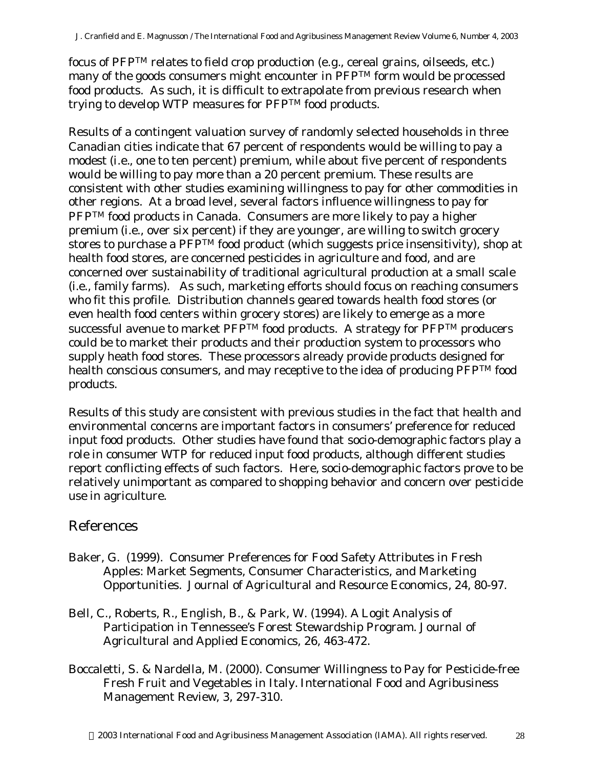focus of PFP™ relates to field crop production (e.g., cereal grains, oilseeds, etc.) many of the goods consumers might encounter in PFP™ form would be processed food products. As such, it is difficult to extrapolate from previous research when trying to develop WTP measures for PFP™ food products.

Results of a contingent valuation survey of randomly selected households in three Canadian cities indicate that 67 percent of respondents would be willing to pay a modest (i.e., one to ten percent) premium, while about five percent of respondents would be willing to pay more than a 20 percent premium. These results are consistent with other studies examining willingness to pay for other commodities in other regions. At a broad level, several factors influence willingness to pay for PFP™ food products in Canada. Consumers are more likely to pay a higher premium (i.e., over six percent) if they are younger, are willing to switch grocery stores to purchase a PFP™ food product (which suggests price insensitivity), shop at health food stores, are concerned pesticides in agriculture and food, and are concerned over sustainability of traditional agricultural production at a small scale (i.e., family farms). As such, marketing efforts should focus on reaching consumers who fit this profile. Distribution channels geared towards health food stores (or even health food centers within grocery stores) are likely to emerge as a more successful avenue to market PFP™ food products. A strategy for PFP™ producers could be to market their products and their production system to processors who supply heath food stores. These processors already provide products designed for health conscious consumers, and may receptive to the idea of producing PFP™ food products.

Results of this study are consistent with previous studies in the fact that health and environmental concerns are important factors in consumers' preference for reduced input food products. Other studies have found that socio-demographic factors play a role in consumer WTP for reduced input food products, although different studies report conflicting effects of such factors. Here, socio-demographic factors prove to be relatively unimportant as compared to shopping behavior and concern over pesticide use in agriculture.

## References

Baker, G. (1999). Consumer Preferences for Food Safety Attributes in Fresh Apples: Market Segments, Consumer Characteristics, and Marketing Opportunities. Journal of Agricultural and Resource Economics, 24, 80-97.

Bell, C., Roberts, R., English, B., & Park, W. (1994). A Logit Analysis of Participation in Tennessee's Forest Stewardship Program. Journal of Agricultural and Applied Economics, 26, 463-472.

Boccaletti, S. & Nardella, M. (2000). Consumer Willingness to Pay for Pesticide-free Fresh Fruit and Vegetables in Italy. International Food and Agribusiness Management Review, 3, 297-310.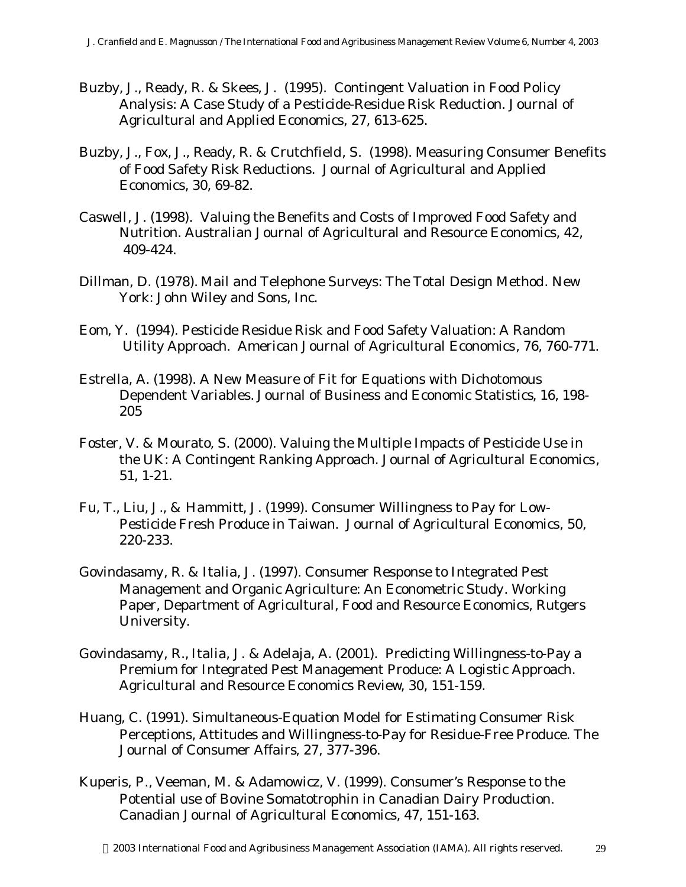Buzby, J., Ready, R. & Skees, J. (1995). Contingent Valuation in Food Policy Analysis: A Case Study of a Pesticide-Residue Risk Reduction. Journal of Agricultural and Applied Economics, 27, 613-625.

Buzby, J., Fox, J., Ready, R. & Crutchfield, S. (1998). Measuring Consumer Benefits of Food Safety Risk Reductions. Journal of Agricultural and Applied Economics, 30, 69-82.

Caswell, J. (1998). Valuing the Benefits and Costs of Improved Food Safety and Nutrition. Australian Journal of Agricultural and Resource Economics, 42, 409-424.

Dillman, D. (1978). Mail and Telephone Surveys: The Total Design Method. New York: John Wiley and Sons, Inc.

Eom, Y. (1994). Pesticide Residue Risk and Food Safety Valuation: A Random Utility Approach. American Journal of Agricultural Economics, 76, 760-771.

Estrella, A. (1998). A New Measure of Fit for Equations with Dichotomous Dependent Variables. Journal of Business and Economic Statistics, 16, 198-205

Foster, V. & Mourato, S. (2000). Valuing the Multiple Impacts of Pesticide Use in the UK: A Contingent Ranking Approach. Journal of Agricultural Economics, 51, 1-21.

Fu, T., Liu, J., & Hammitt, J. (1999). Consumer Willingness to Pay for Low-Pesticide Fresh Produce in Taiwan. Journal of Agricultural Economics, 50, 220-233.

Govindasamy, R. & Italia, J. (1997). Consumer Response to Integrated Pest Management and Organic Agriculture: An Econometric Study. Working Paper, Department of Agricultural, Food and Resource Economics, Rutgers University.

Govindasamy, R., Italia, J. & Adelaja, A. (2001). Predicting Willingness-to-Pay a Premium for Integrated Pest Management Produce: A Logistic Approach. Agricultural and Resource Economics Review, 30, 151-159.

Huang, C. (1991). Simultaneous-Equation Model for Estimating Consumer Risk Perceptions, Attitudes and Willingness-to-Pay for Residue-Free Produce. The Journal of Consumer Affairs, 27, 377-396.

Kuperis, P., Veeman, M. & Adamowicz, V. (1999). Consumer's Response to the Potential use of Bovine Somatotrophin in Canadian Dairy Production. Canadian Journal of Agricultural Economics, 47, 151-163.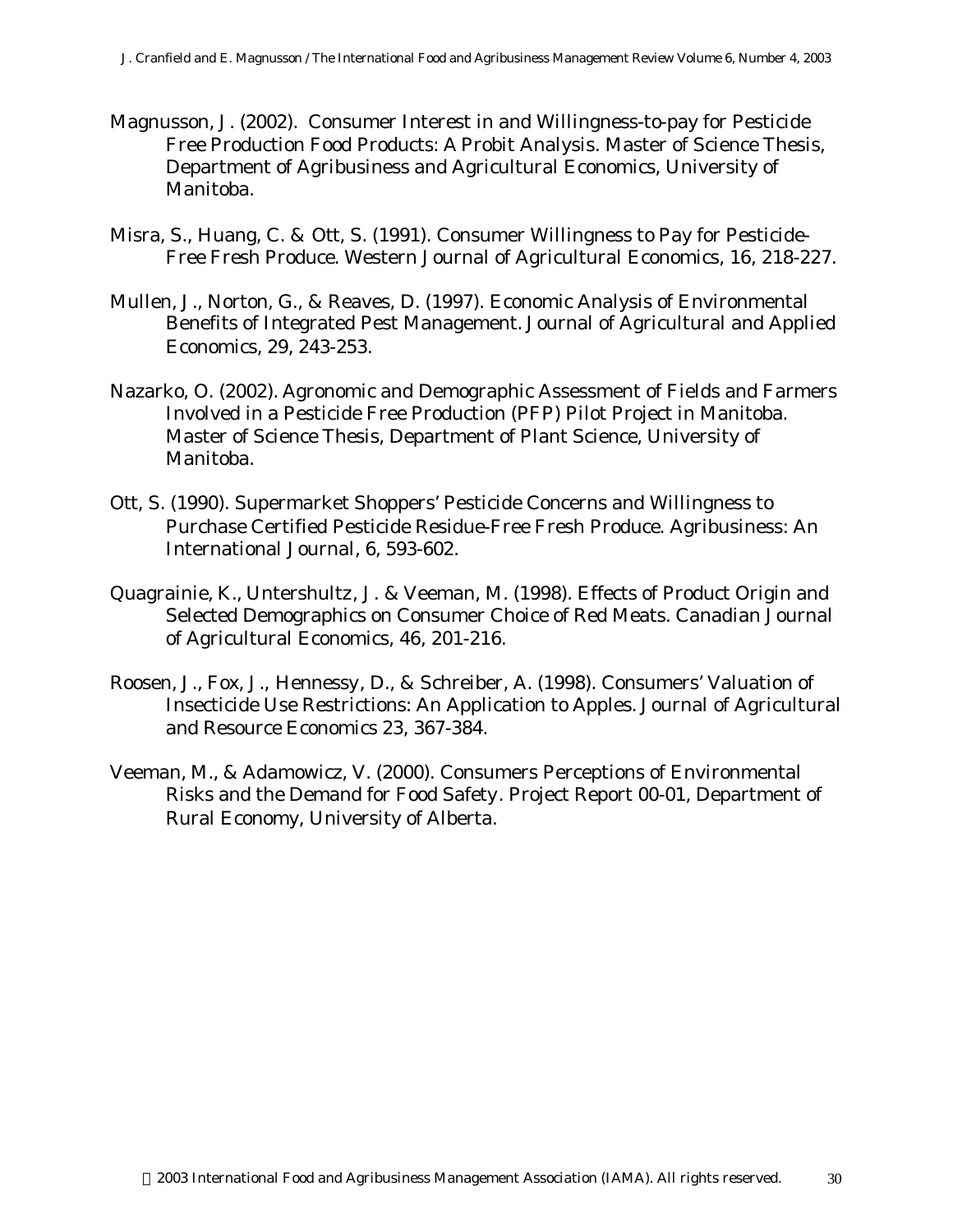Magnusson, J. (2002). Consumer Interest in and Willingness-to-pay for Pesticide Free Production Food Products: A Probit Analysis. Master of Science Thesis, Department of Agribusiness and Agricultural Economics, University of Manitoba.

Misra, S., Huang, C. & Ott, S. (1991). Consumer Willingness to Pay for Pesticide-Free Fresh Produce. Western Journal of Agricultural Economics, 16, 218-227.

Mullen, J., Norton, G., & Reaves, D. (1997). Economic Analysis of Environmental Benefits of Integrated Pest Management. Journal of Agricultural and Applied Economics, 29, 243-253.

Nazarko, O. (2002). Agronomic and Demographic Assessment of Fields and Farmers Involved in a Pesticide Free Production (PFP) Pilot Project in Manitoba. Master of Science Thesis, Department of Plant Science, University of Manitoba.

Ott, S. (1990). Supermarket Shoppers' Pesticide Concerns and Willingness to Purchase Certified Pesticide Residue-Free Fresh Produce. Agribusiness: An International Journal, 6, 593-602.

Quagrainie, K., Untershultz, J. & Veeman, M. (1998). Effects of Product Origin and Selected Demographics on Consumer Choice of Red Meats. Canadian Journal of Agricultural Economics, 46, 201-216.

Roosen, J., Fox, J., Hennessy, D., & Schreiber, A. (1998). Consumers' Valuation of Insecticide Use Restrictions: An Application to Apples. Journal of Agricultural and Resource Economics 23, 367-384.

Veeman, M., & Adamowicz, V. (2000). Consumers Perceptions of Environmental Risks and the Demand for Food Safety. Project Report 00-01, Department of Rural Economy, University of Alberta.